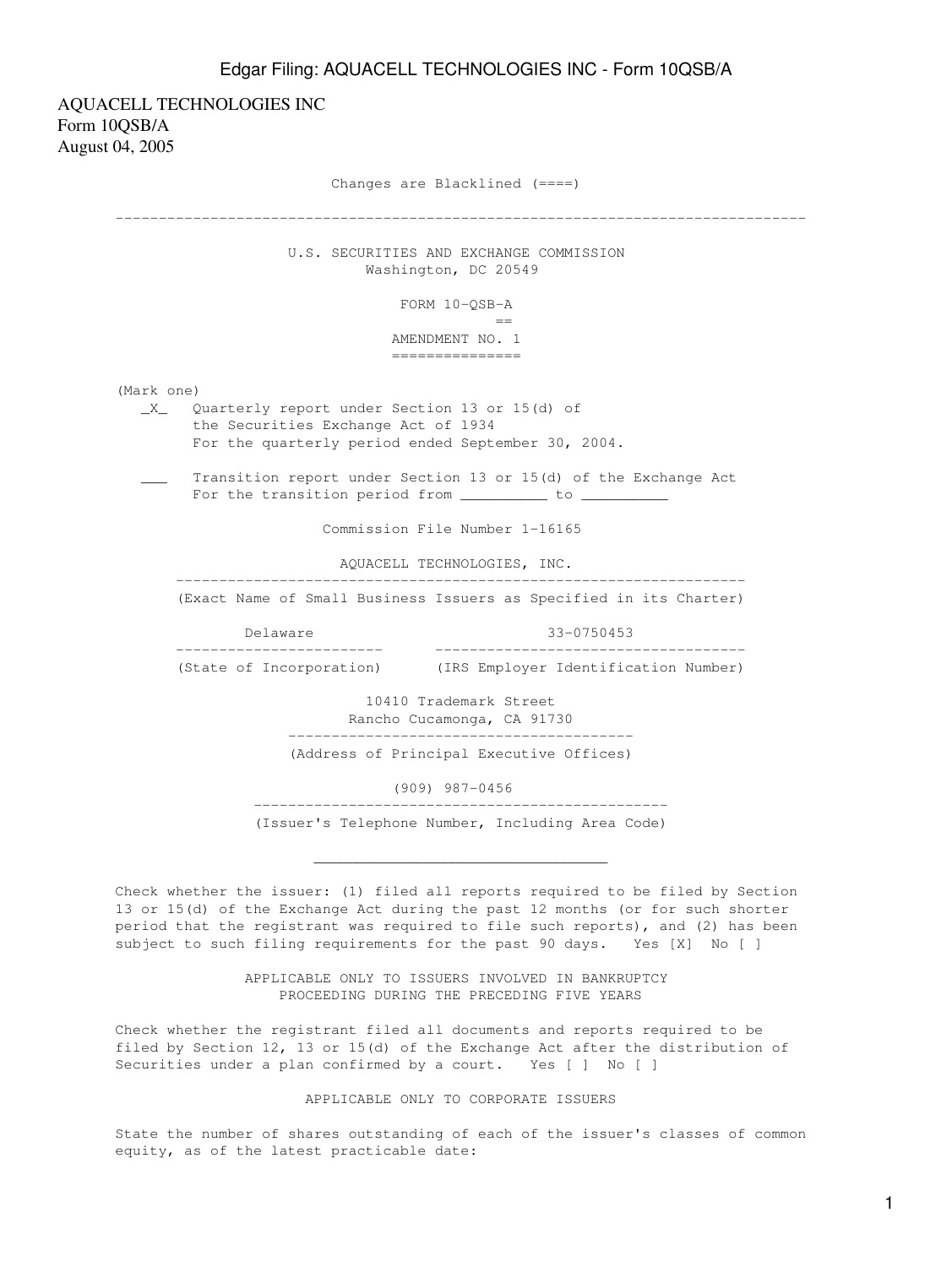AQUACELL TECHNOLOGIES INC
Form 10QSB/A
August 04, 2005

Changes are Blacklined (====)

---

U.S. SECURITIES AND EXCHANGE COMMISSION
Washington, DC 20549

FORM 10-QSB-A
==
AMENDMENT NO. 1
===============

(Mark one)

_X_ Quarterly report under Section 13 or 15(d) of the Securities Exchange Act of 1934
For the quarterly period ended September 30, 2004.

___ Transition report under Section 13 or 15(d) of the Exchange Act
For the transition period from __________ to __________

Commission File Number 1-16165

AQUACELL TECHNOLOGIES, INC.

(Exact Name of Small Business Issuers as Specified in its Charter)

| Delaware | 33-0750453 |
|---|---|
| (State of Incorporation) | (IRS Employer Identification Number) |

10410 Trademark Street
Rancho Cucamonga, CA 91730

(Address of Principal Executive Offices)

(909) 987-0456

(Issuer's Telephone Number, Including Area Code)

---

Check whether the issuer: (1) filed all reports required to be filed by Section 13 or 15(d) of the Exchange Act during the past 12 months (or for such shorter period that the registrant was required to file such reports), and (2) has been subject to such filing requirements for the past 90 days. Yes [X] No [ ]

APPLICABLE ONLY TO ISSUERS INVOLVED IN BANKRUPTCY PROCEEDING DURING THE PRECEDING FIVE YEARS

Check whether the registrant filed all documents and reports required to be filed by Section 12, 13 or 15(d) of the Exchange Act after the distribution of Securities under a plan confirmed by a court. Yes [ ] No [ ]

APPLICABLE ONLY TO CORPORATE ISSUERS

State the number of shares outstanding of each of the issuer's classes of common equity, as of the latest practicable date: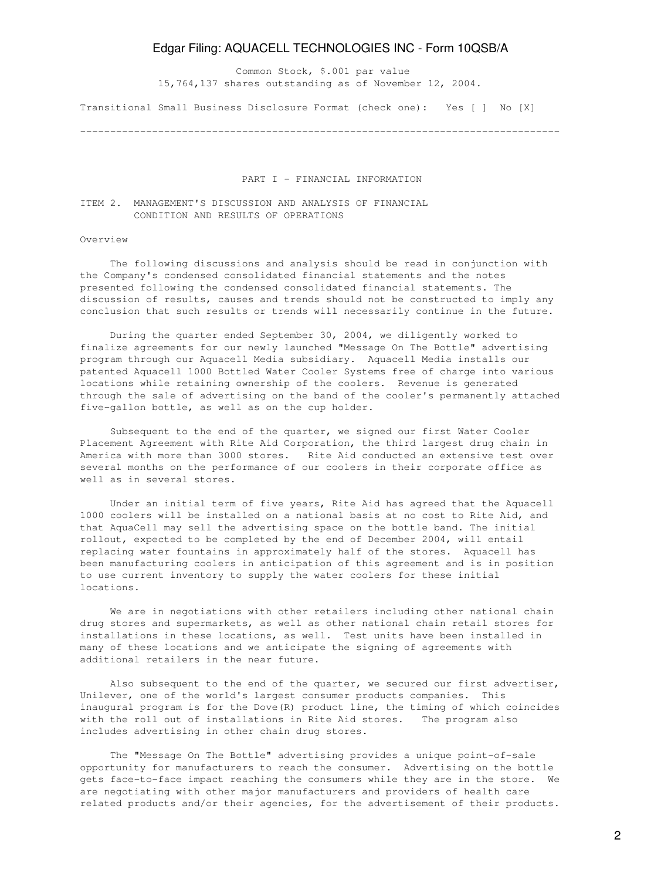Common Stock, $.001 par value
15,764,137 shares outstanding as of November 12, 2004.

Transitional Small Business Disclosure Format (check one): Yes [ ] No [X]

---

## PART I - FINANCIAL INFORMATION

### ITEM 2. MANAGEMENT'S DISCUSSION AND ANALYSIS OF FINANCIAL CONDITION AND RESULTS OF OPERATIONS

Overview

The following discussions and analysis should be read in conjunction with the Company's condensed consolidated financial statements and the notes presented following the condensed consolidated financial statements. The discussion of results, causes and trends should not be constructed to imply any conclusion that such results or trends will necessarily continue in the future.

During the quarter ended September 30, 2004, we diligently worked to finalize agreements for our newly launched "Message On The Bottle" advertising program through our Aquacell Media subsidiary. Aquacell Media installs our patented Aquacell 1000 Bottled Water Cooler Systems free of charge into various locations while retaining ownership of the coolers. Revenue is generated through the sale of advertising on the band of the cooler's permanently attached five-gallon bottle, as well as on the cup holder.

Subsequent to the end of the quarter, we signed our first Water Cooler Placement Agreement with Rite Aid Corporation, the third largest drug chain in America with more than 3000 stores. Rite Aid conducted an extensive test over several months on the performance of our coolers in their corporate office as well as in several stores.

Under an initial term of five years, Rite Aid has agreed that the Aquacell 1000 coolers will be installed on a national basis at no cost to Rite Aid, and that AquaCell may sell the advertising space on the bottle band. The initial rollout, expected to be completed by the end of December 2004, will entail replacing water fountains in approximately half of the stores. Aquacell has been manufacturing coolers in anticipation of this agreement and is in position to use current inventory to supply the water coolers for these initial locations.

We are in negotiations with other retailers including other national chain drug stores and supermarkets, as well as other national chain retail stores for installations in these locations, as well. Test units have been installed in many of these locations and we anticipate the signing of agreements with additional retailers in the near future.

Also subsequent to the end of the quarter, we secured our first advertiser, Unilever, one of the world's largest consumer products companies. This inaugural program is for the Dove(R) product line, the timing of which coincides with the roll out of installations in Rite Aid stores. The program also includes advertising in other chain drug stores.

The "Message On The Bottle" advertising provides a unique point-of-sale opportunity for manufacturers to reach the consumer. Advertising on the bottle gets face-to-face impact reaching the consumers while they are in the store. We are negotiating with other major manufacturers and providers of health care related products and/or their agencies, for the advertisement of their products.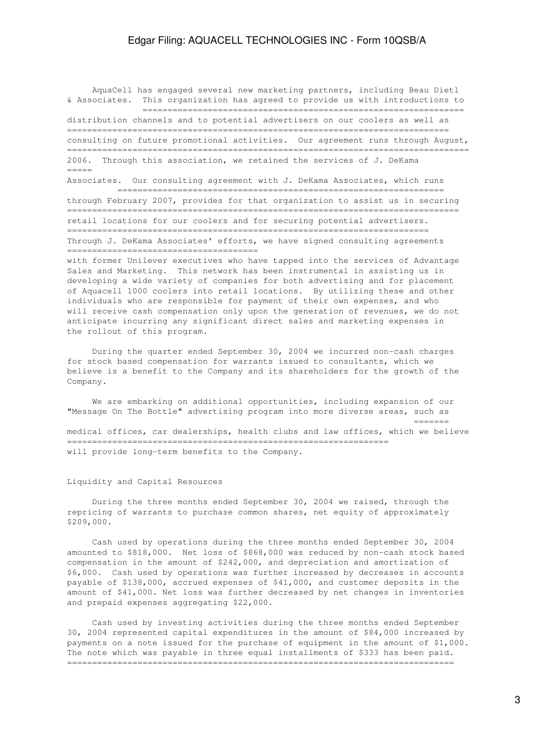AquaCell has engaged several new marketing partners, including Beau Dietl & Associates. This organization has agreed to provide us with introductions to distribution channels and to potential advertisers on our coolers as well as consulting on future promotional activities. Our agreement runs through August, 2006. Through this association, we retained the services of J. DeKama Associates. Our consulting agreement with J. DeKama Associates, which runs through February 2007, provides for that organization to assist us in securing retail locations for our coolers and for securing potential advertisers. Through J. DeKama Associates' efforts, we have signed consulting agreements with former Unilever executives who have tapped into the services of Advantage Sales and Marketing. This network has been instrumental in assisting us in developing a wide variety of companies for both advertising and for placement of Aquacell 1000 coolers into retail locations. By utilizing these and other individuals who are responsible for payment of their own expenses, and who will receive cash compensation only upon the generation of revenues, we do not anticipate incurring any significant direct sales and marketing expenses in the rollout of this program.

During the quarter ended September 30, 2004 we incurred non-cash charges for stock based compensation for warrants issued to consultants, which we believe is a benefit to the Company and its shareholders for the growth of the Company.

We are embarking on additional opportunities, including expansion of our "Message On The Bottle" advertising program into more diverse areas, such as medical offices, car dealerships, health clubs and law offices, which we believe will provide long-term benefits to the Company.

## Liquidity and Capital Resources

During the three months ended September 30, 2004 we raised, through the repricing of warrants to purchase common shares, net equity of approximately $209,000.

Cash used by operations during the three months ended September 30, 2004 amounted to $818,000. Net loss of $868,000 was reduced by non-cash stock based compensation in the amount of $242,000, and depreciation and amortization of $6,000. Cash used by operations was further increased by decreases in accounts payable of $138,000, accrued expenses of $41,000, and customer deposits in the amount of $41,000. Net loss was further decreased by net changes in inventories and prepaid expenses aggregating $22,000.

Cash used by investing activities during the three months ended September 30, 2004 represented capital expenditures in the amount of $84,000 increased by payments on a note issued for the purchase of equipment in the amount of $1,000. The note which was payable in three equal installments of $333 has been paid.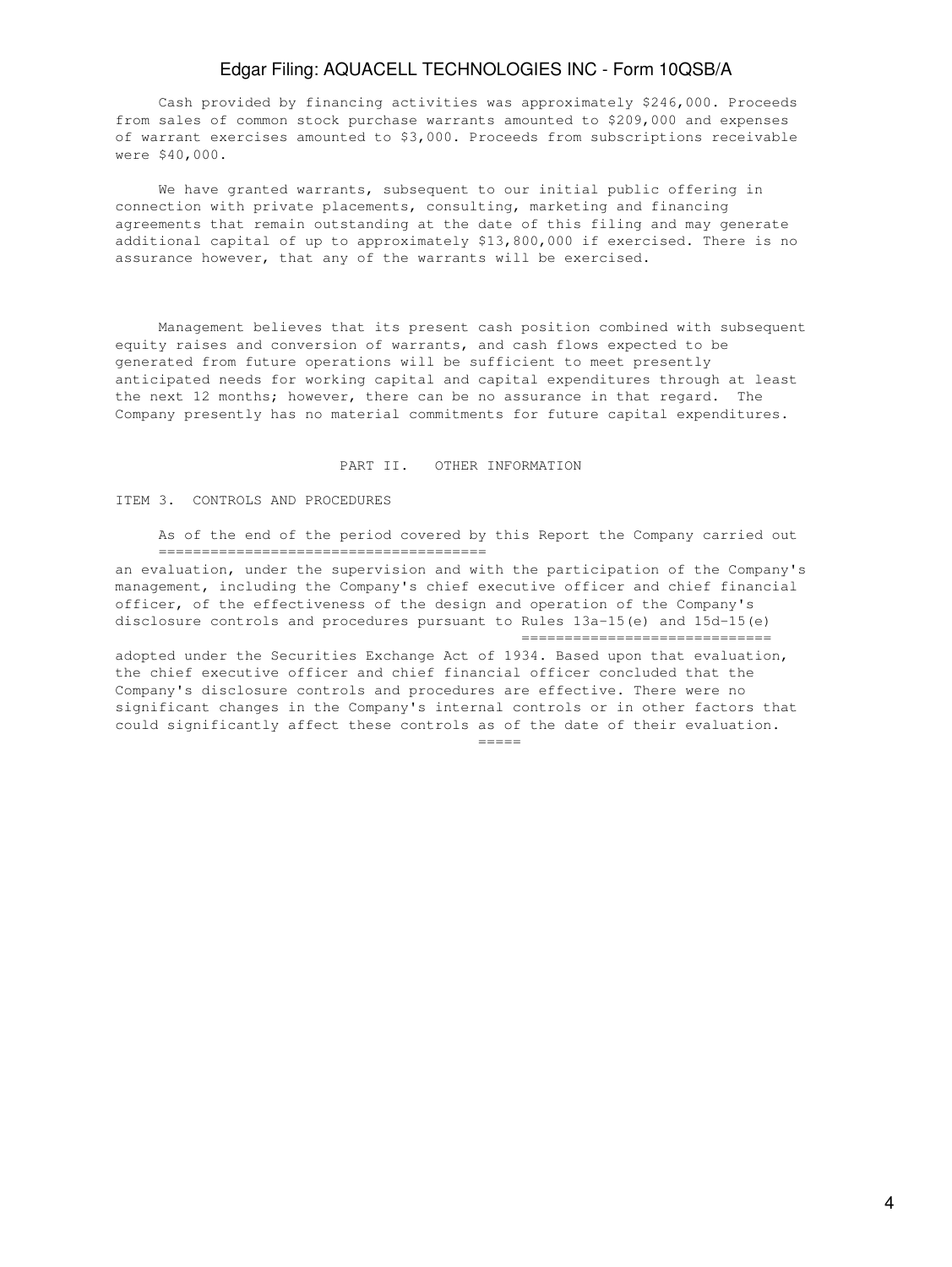Cash provided by financing activities was approximately $246,000. Proceeds from sales of common stock purchase warrants amounted to $209,000 and expenses of warrant exercises amounted to $3,000. Proceeds from subscriptions receivable were $40,000.

We have granted warrants, subsequent to our initial public offering in connection with private placements, consulting, marketing and financing agreements that remain outstanding at the date of this filing and may generate additional capital of up to approximately $13,800,000 if exercised. There is no assurance however, that any of the warrants will be exercised.

Management believes that its present cash position combined with subsequent equity raises and conversion of warrants, and cash flows expected to be generated from future operations will be sufficient to meet presently anticipated needs for working capital and capital expenditures through at least the next 12 months; however, there can be no assurance in that regard. The Company presently has no material commitments for future capital expenditures.

## PART II. OTHER INFORMATION

### ITEM 3. CONTROLS AND PROCEDURES

As of the end of the period covered by this Report the Company carried out an evaluation, under the supervision and with the participation of the Company's management, including the Company's chief executive officer and chief financial officer, of the effectiveness of the design and operation of the Company's disclosure controls and procedures pursuant to Rules 13a-15(e) and 15d-15(e) adopted under the Securities Exchange Act of 1934. Based upon that evaluation, the chief executive officer and chief financial officer concluded that the Company's disclosure controls and procedures are effective. There were no significant changes in the Company's internal controls or in other factors that could significantly affect these controls as of the date of their evaluation.